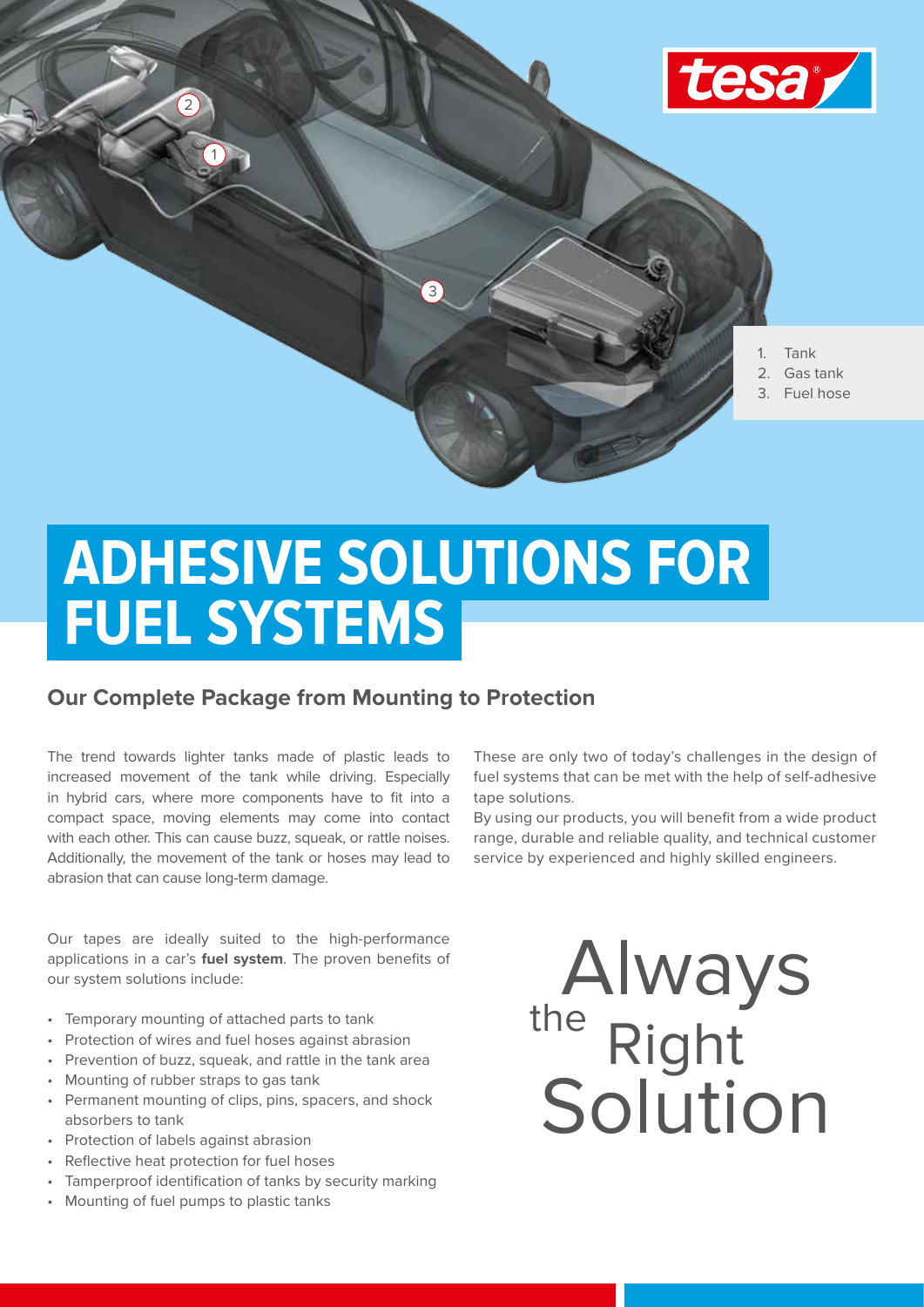1. Tank
2. Gas tank
3. Fuel hose

# ADHESIVE SOLUTIONS FOR FUEL SYSTEMS

## Our Complete Package from Mounting to Protection

The trend towards lighter tanks made of plastic leads to increased movement of the tank while driving. Especially in hybrid cars, where more components have to fit into a compact space, moving elements may come into contact with each other. This can cause buzz, squeak, or rattle noises. Additionally, the movement of the tank or hoses may lead to abrasion that can cause long-term damage.

These are only two of today's challenges in the design of fuel systems that can be met with the help of self-adhesive tape solutions.

By using our products, you will benefit from a wide product range, durable and reliable quality, and technical customer service by experienced and highly skilled engineers.

Our tapes are ideally suited to the high-performance applications in a car's **fuel system**. The proven benefits of our system solutions include:

- Temporary mounting of attached parts to tank
- Protection of wires and fuel hoses against abrasion
- Prevention of buzz, squeak, and rattle in the tank area
- Mounting of rubber straps to gas tank
- Permanent mounting of clips, pins, spacers, and shock absorbers to tank
- Protection of labels against abrasion
- Reflective heat protection for fuel hoses
- Tamperproof identification of tanks by security marking
- Mounting of fuel pumps to plastic tanks

Always the Right Solution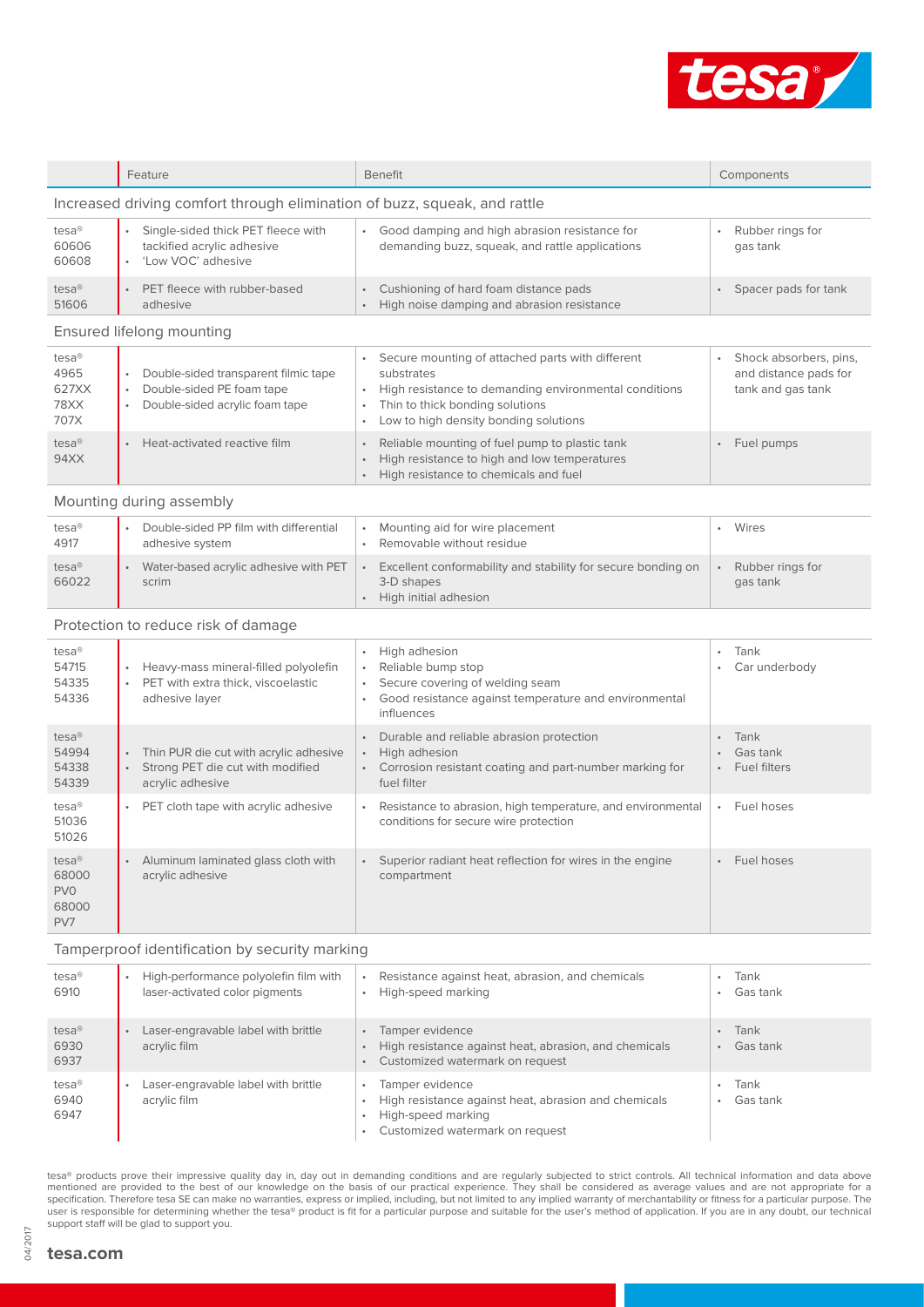| | Feature | Benefit | Components |
|---|---|---|---|
| **Increased driving comfort through elimination of buzz, squeak, and rattle** | | | |
| tesa® 60606 60608 | • Single-sided thick PET fleece with tackified acrylic adhesive<br>• 'Low VOC' adhesive | • Good damping and high abrasion resistance for demanding buzz, squeak, and rattle applications | • Rubber rings for gas tank |
| tesa® 51606 | • PET fleece with rubber-based adhesive | • Cushioning of hard foam distance pads<br>• High noise damping and abrasion resistance | • Spacer pads for tank |
| **Ensured lifelong mounting** | | | |
| tesa® 4965 627XX 78XX 707X | • Double-sided transparent filmic tape<br>• Double-sided PE foam tape<br>• Double-sided acrylic foam tape | • Secure mounting of attached parts with different substrates<br>• High resistance to demanding environmental conditions<br>• Thin to thick bonding solutions<br>• Low to high density bonding solutions | • Shock absorbers, pins, and distance pads for tank and gas tank |
| tesa® 94XX | • Heat-activated reactive film | • Reliable mounting of fuel pump to plastic tank<br>• High resistance to high and low temperatures<br>• High resistance to chemicals and fuel | • Fuel pumps |
| **Mounting during assembly** | | | |
| tesa® 4917 | • Double-sided PP film with differential adhesive system | • Mounting aid for wire placement<br>• Removable without residue | • Wires |
| tesa® 66022 | • Water-based acrylic adhesive with PET scrim | • Excellent conformability and stability for secure bonding on 3-D shapes<br>• High initial adhesion | • Rubber rings for gas tank |
| **Protection to reduce risk of damage** | | | |
| tesa® 54715 54335 54336 | • Heavy-mass mineral-filled polyolefin<br>• PET with extra thick, viscoelastic adhesive layer | • High adhesion<br>• Reliable bump stop<br>• Secure covering of welding seam<br>• Good resistance against temperature and environmental influences | • Tank<br>• Car underbody |
| tesa® 54994 54338 54339 | • Thin PUR die cut with acrylic adhesive<br>• Strong PET die cut with modified acrylic adhesive | • Durable and reliable abrasion protection<br>• High adhesion<br>• Corrosion resistant coating and part-number marking for fuel filter | • Tank<br>• Gas tank<br>• Fuel filters |
| tesa® 51036 51026 | • PET cloth tape with acrylic adhesive | • Resistance to abrasion, high temperature, and environmental conditions for secure wire protection | • Fuel hoses |
| tesa® 68000 PV0 68000 PV7 | • Aluminum laminated glass cloth with acrylic adhesive | • Superior radiant heat reflection for wires in the engine compartment | • Fuel hoses |
| **Tamperproof identification by security marking** | | | |
| tesa® 6910 | • High-performance polyolefin film with laser-activated color pigments | • Resistance against heat, abrasion, and chemicals<br>• High-speed marking | • Tank<br>• Gas tank |
| tesa® 6930 6937 | • Laser-engravable label with brittle acrylic film | • Tamper evidence<br>• High resistance against heat, abrasion, and chemicals<br>• Customized watermark on request | • Tank<br>• Gas tank |
| tesa® 6940 6947 | • Laser-engravable label with brittle acrylic film | • Tamper evidence<br>• High resistance against heat, abrasion and chemicals<br>• High-speed marking<br>• Customized watermark on request | • Tank<br>• Gas tank |

tesa® products prove their impressive quality day in, day out in demanding conditions and are regularly subjected to strict controls. All technical information and data above mentioned are provided to the best of our knowledge on the basis of our practical experience. They shall be considered as average values and are not appropriate for a specification. Therefore tesa SE can make no warranties, express or implied, including, but not limited to any implied warranty of merchantability or fitness for a particular purpose. The user is responsible for determining whether the tesa® product is fit for a particular purpose and suitable for the user's method of application. If you are in any doubt, our technical support staff will be glad to support you.

04/2017

**tesa.com**